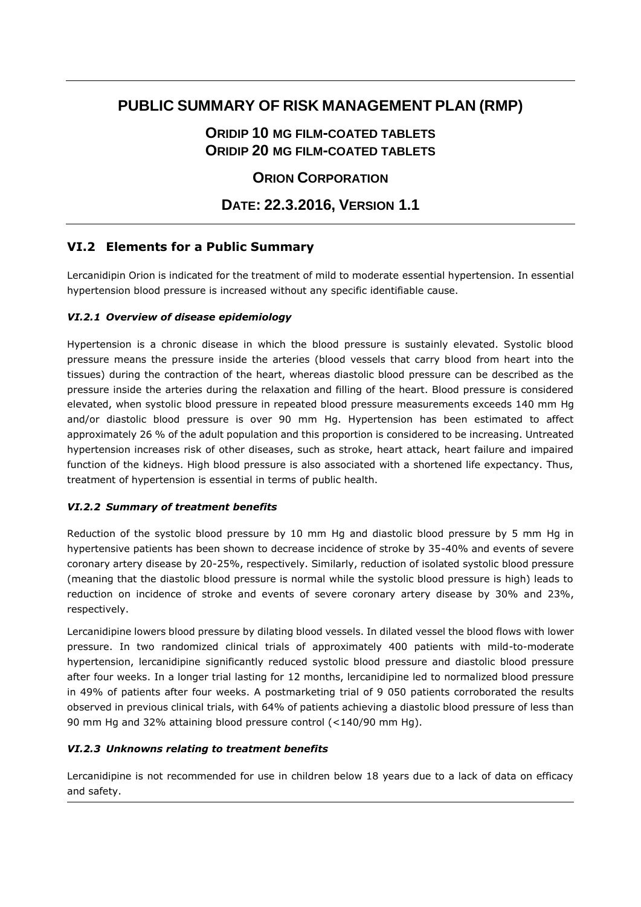# PUBLIC SUMMARY OF RISK MANAGEMENT PLAN (RMP)

## ORIDIP 10 MG FILM-COATED TABLETS
## ORIDIP 20 MG FILM-COATED TABLETS

## ORION CORPORATION

## DATE: 22.3.2016, VERSION 1.1

## VI.2 Elements for a Public Summary

Lercanidipin Orion is indicated for the treatment of mild to moderate essential hypertension. In essential hypertension blood pressure is increased without any specific identifiable cause.

### *VI.2.1 Overview of disease epidemiology*

Hypertension is a chronic disease in which the blood pressure is sustainly elevated. Systolic blood pressure means the pressure inside the arteries (blood vessels that carry blood from heart into the tissues) during the contraction of the heart, whereas diastolic blood pressure can be described as the pressure inside the arteries during the relaxation and filling of the heart. Blood pressure is considered elevated, when systolic blood pressure in repeated blood pressure measurements exceeds 140 mm Hg and/or diastolic blood pressure is over 90 mm Hg. Hypertension has been estimated to affect approximately 26 % of the adult population and this proportion is considered to be increasing. Untreated hypertension increases risk of other diseases, such as stroke, heart attack, heart failure and impaired function of the kidneys. High blood pressure is also associated with a shortened life expectancy. Thus, treatment of hypertension is essential in terms of public health.

### *VI.2.2 Summary of treatment benefits*

Reduction of the systolic blood pressure by 10 mm Hg and diastolic blood pressure by 5 mm Hg in hypertensive patients has been shown to decrease incidence of stroke by 35-40% and events of severe coronary artery disease by 20-25%, respectively. Similarly, reduction of isolated systolic blood pressure (meaning that the diastolic blood pressure is normal while the systolic blood pressure is high) leads to reduction on incidence of stroke and events of severe coronary artery disease by 30% and 23%, respectively.

Lercanidipine lowers blood pressure by dilating blood vessels. In dilated vessel the blood flows with lower pressure. In two randomized clinical trials of approximately 400 patients with mild-to-moderate hypertension, lercanidipine significantly reduced systolic blood pressure and diastolic blood pressure after four weeks. In a longer trial lasting for 12 months, lercanidipine led to normalized blood pressure in 49% of patients after four weeks. A postmarketing trial of 9 050 patients corroborated the results observed in previous clinical trials, with 64% of patients achieving a diastolic blood pressure of less than 90 mm Hg and 32% attaining blood pressure control (<140/90 mm Hg).

### *VI.2.3 Unknowns relating to treatment benefits*

Lercanidipine is not recommended for use in children below 18 years due to a lack of data on efficacy and safety.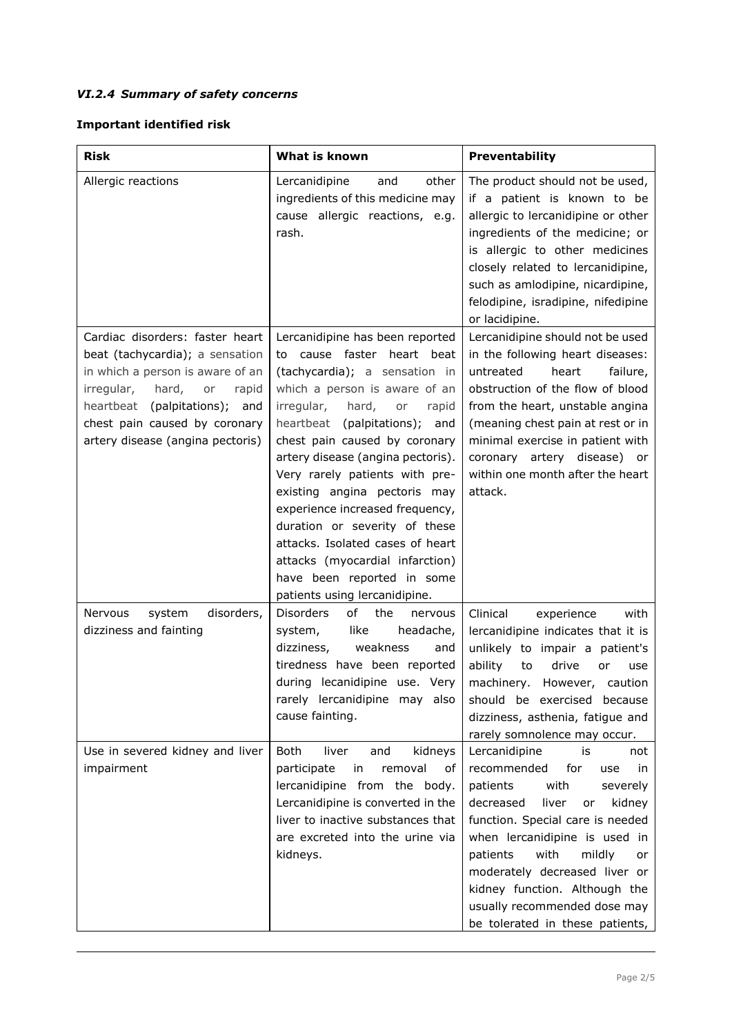### *VI.2.4 Summary of safety concerns*

**Important identified risk**

| Risk | What is known | Preventability |
|---|---|---|
| Allergic reactions | Lercanidipine and other ingredients of this medicine may cause allergic reactions, e.g. rash. | The product should not be used, if a patient is known to be allergic to lercanidipine or other ingredients of the medicine; or is allergic to other medicines closely related to lercanidipine, such as amlodipine, nicardipine, felodipine, isradipine, nifedipine or lacidipine. |
| Cardiac disorders: faster heart beat (tachycardia); a sensation in which a person is aware of an irregular, hard, or rapid heartbeat (palpitations); and chest pain caused by coronary artery disease (angina pectoris) | Lercanidipine has been reported to cause faster heart beat (tachycardia); a sensation in which a person is aware of an irregular, hard, or rapid heartbeat (palpitations); and chest pain caused by coronary artery disease (angina pectoris). Very rarely patients with pre-existing angina pectoris may experience increased frequency, duration or severity of these attacks. Isolated cases of heart attacks (myocardial infarction) have been reported in some patients using lercanidipine. | Lercanidipine should not be used in the following heart diseases: untreated heart failure, obstruction of the flow of blood from the heart, unstable angina (meaning chest pain at rest or in minimal exercise in patient with coronary artery disease) or within one month after the heart attack. |
| Nervous system disorders, dizziness and fainting | Disorders of the nervous system, like headache, dizziness, weakness and tiredness have been reported during lecanidipine use. Very rarely lercanidipine may also cause fainting. | Clinical experience with lercanidipine indicates that it is unlikely to impair a patient's ability to drive or use machinery. However, caution should be exercised because dizziness, asthenia, fatigue and rarely somnolence may occur. |
| Use in severed kidney and liver impairment | Both liver and kidneys participate in removal of lercanidipine from the body. Lercanidipine is converted in the liver to inactive substances that are excreted into the urine via kidneys. | Lercanidipine is not recommended for use in patients with severely decreased liver or kidney function. Special care is needed when lercanidipine is used in patients with mildly or moderately decreased liver or kidney function. Although the usually recommended dose may be tolerated in these patients, |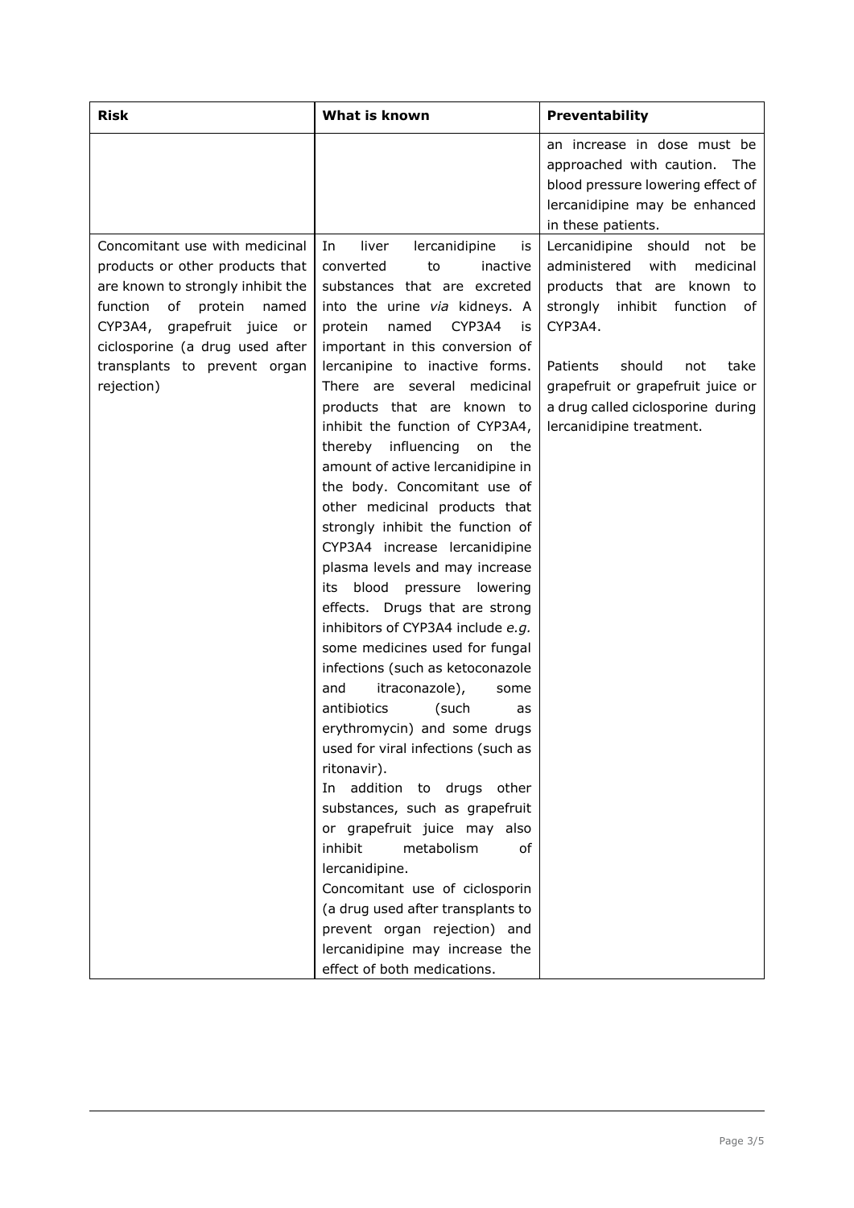| Risk | What is known | Preventability |
|---|---|---|
| | | an increase in dose must be approached with caution. The blood pressure lowering effect of lercanidipine may be enhanced in these patients. |
| Concomitant use with medicinal products or other products that are known to strongly inhibit the function of protein named CYP3A4, grapefruit juice or ciclosporine (a drug used after transplants to prevent organ rejection) | In liver lercanidipine is converted to inactive substances that are excreted into the urine *via* kidneys. A protein named CYP3A4 is important in this conversion of lercanipine to inactive forms. There are several medicinal products that are known to inhibit the function of CYP3A4, thereby influencing on the amount of active lercanidipine in the body. Concomitant use of other medicinal products that strongly inhibit the function of CYP3A4 increase lercanidipine plasma levels and may increase its blood pressure lowering effects. Drugs that are strong inhibitors of CYP3A4 include *e.g.* some medicines used for fungal infections (such as ketoconazole and itraconazole), some antibiotics (such as erythromycin) and some drugs used for viral infections (such as ritonavir).<br>In addition to drugs other substances, such as grapefruit or grapefruit juice may also inhibit metabolism of lercanidipine.<br>Concomitant use of ciclosporin (a drug used after transplants to prevent organ rejection) and lercanidipine may increase the effect of both medications. | Lercanidipine should not be administered with medicinal products that are known to strongly inhibit function of CYP3A4.<br><br>Patients should not take grapefruit or grapefruit juice or a drug called ciclosporine during lercanidipine treatment. |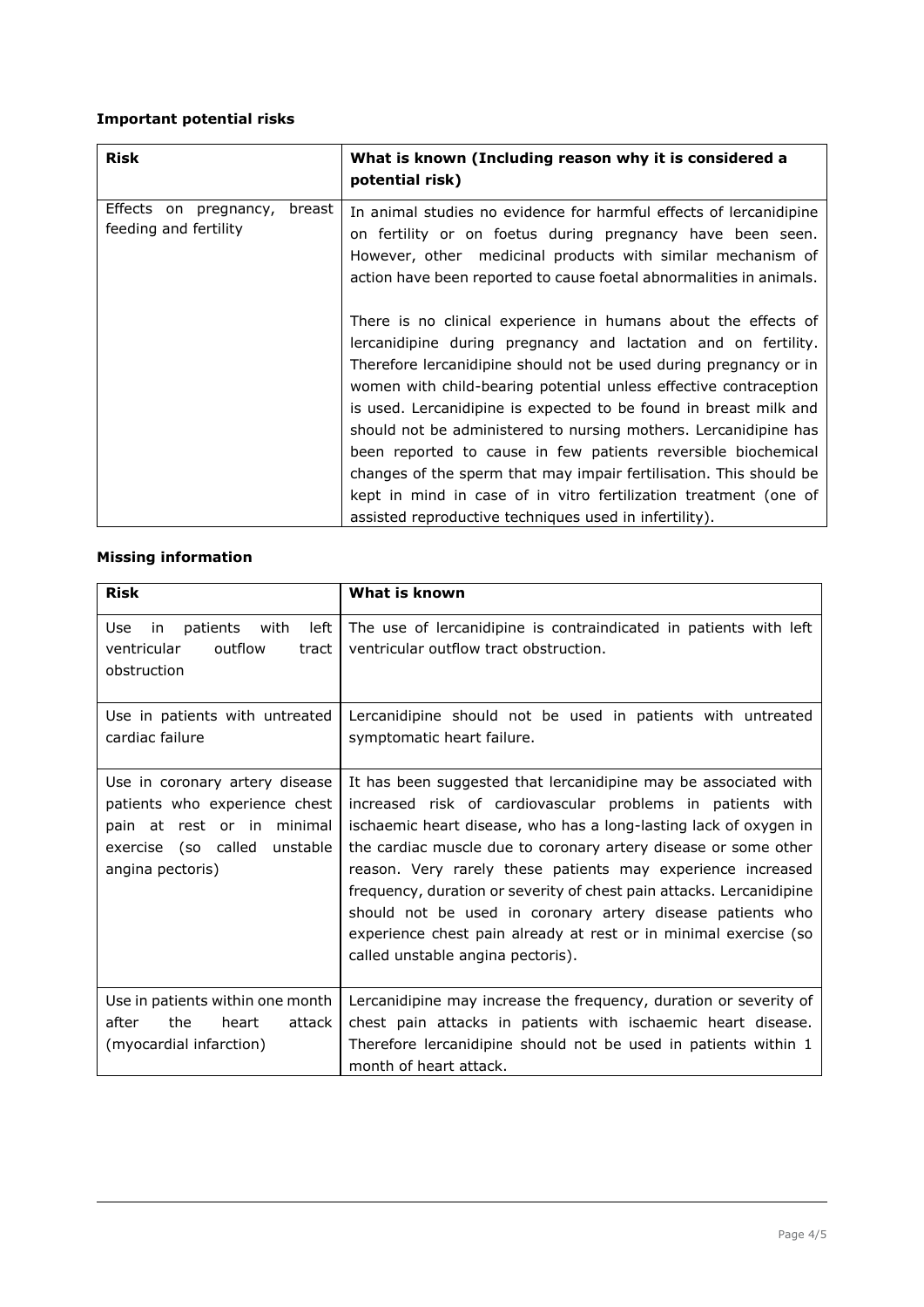### Important potential risks

| Risk | What is known (Including reason why it is considered a potential risk) |
| --- | --- |
| Effects on pregnancy, breast feeding and fertility | In animal studies no evidence for harmful effects of lercanidipine on fertility or on foetus during pregnancy have been seen. However, other medicinal products with similar mechanism of action have been reported to cause foetal abnormalities in animals.<br><br>There is no clinical experience in humans about the effects of lercanidipine during pregnancy and lactation and on fertility. Therefore lercanidipine should not be used during pregnancy or in women with child-bearing potential unless effective contraception is used. Lercanidipine is expected to be found in breast milk and should not be administered to nursing mothers. Lercanidipine has been reported to cause in few patients reversible biochemical changes of the sperm that may impair fertilisation. This should be kept in mind in case of in vitro fertilization treatment (one of assisted reproductive techniques used in infertility). |

### Missing information

| Risk | What is known |
| --- | --- |
| Use in patients with left ventricular outflow tract obstruction | The use of lercanidipine is contraindicated in patients with left ventricular outflow tract obstruction. |
| Use in patients with untreated cardiac failure | Lercanidipine should not be used in patients with untreated symptomatic heart failure. |
| Use in coronary artery disease patients who experience chest pain at rest or in minimal exercise (so called unstable angina pectoris) | It has been suggested that lercanidipine may be associated with increased risk of cardiovascular problems in patients with ischaemic heart disease, who has a long-lasting lack of oxygen in the cardiac muscle due to coronary artery disease or some other reason. Very rarely these patients may experience increased frequency, duration or severity of chest pain attacks. Lercanidipine should not be used in coronary artery disease patients who experience chest pain already at rest or in minimal exercise (so called unstable angina pectoris). |
| Use in patients within one month after the heart attack (myocardial infarction) | Lercanidipine may increase the frequency, duration or severity of chest pain attacks in patients with ischaemic heart disease. Therefore lercanidipine should not be used in patients within 1 month of heart attack. |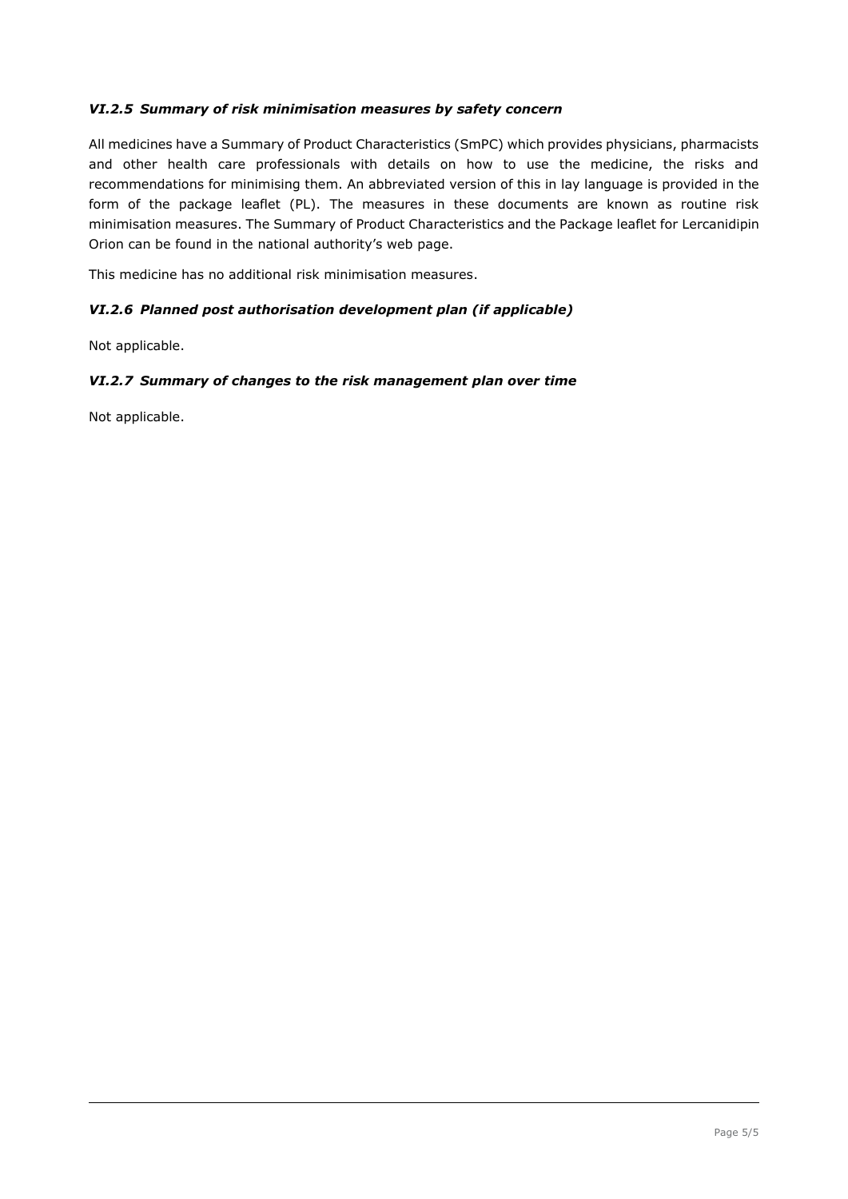### *VI.2.5 Summary of risk minimisation measures by safety concern*

All medicines have a Summary of Product Characteristics (SmPC) which provides physicians, pharmacists and other health care professionals with details on how to use the medicine, the risks and recommendations for minimising them. An abbreviated version of this in lay language is provided in the form of the package leaflet (PL). The measures in these documents are known as routine risk minimisation measures. The Summary of Product Characteristics and the Package leaflet for Lercanidipin Orion can be found in the national authority's web page.

This medicine has no additional risk minimisation measures.

### *VI.2.6 Planned post authorisation development plan (if applicable)*

Not applicable.

### *VI.2.7 Summary of changes to the risk management plan over time*

Not applicable.